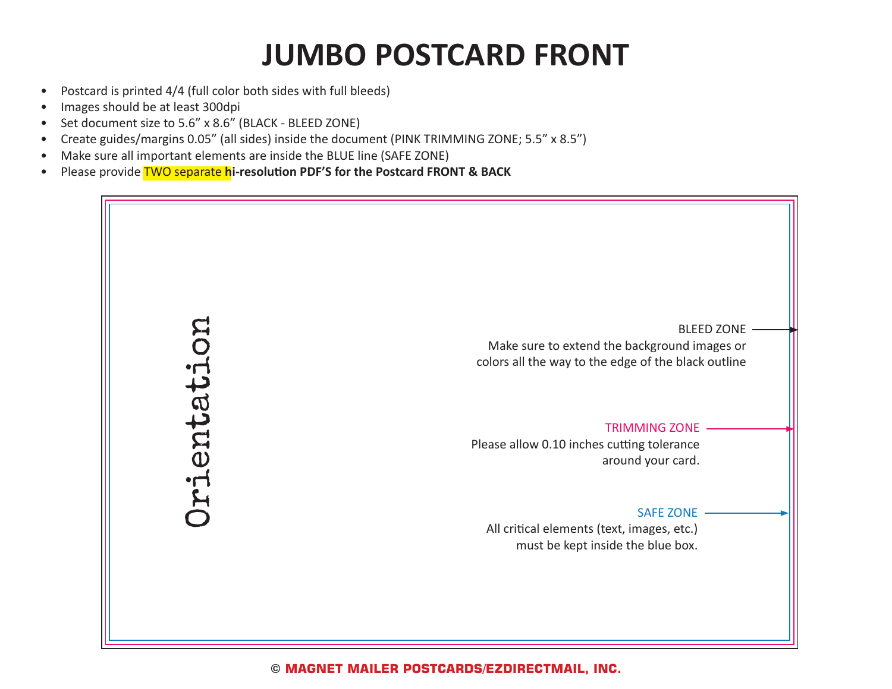# JUMBO POSTCARD FRONT

- Postcard is printed 4/4 (full color both sides with full bleeds)
- Images should be at least 300dpi
- Set document size to 5.6" x 8.6" (BLACK - BLEED ZONE)
- Create guides/margins 0.05" (all sides) inside the document (PINK TRIMMING ZONE; 5.5" x 8.5")
- Make sure all important elements are inside the BLUE line (SAFE ZONE)
- Please provide TWO separate **hi-resolution PDF'S for the Postcard FRONT & BACK**

Orientation

BLEED ZONE
Make sure to extend the background images or colors all the way to the edge of the black outline

TRIMMING ZONE
Please allow 0.10 inches cutting tolerance around your card.

SAFE ZONE
All critical elements (text, images, etc.) must be kept inside the blue box.

**© MAGNET MAILER POSTCARDS/EZDIRECTMAIL, INC.**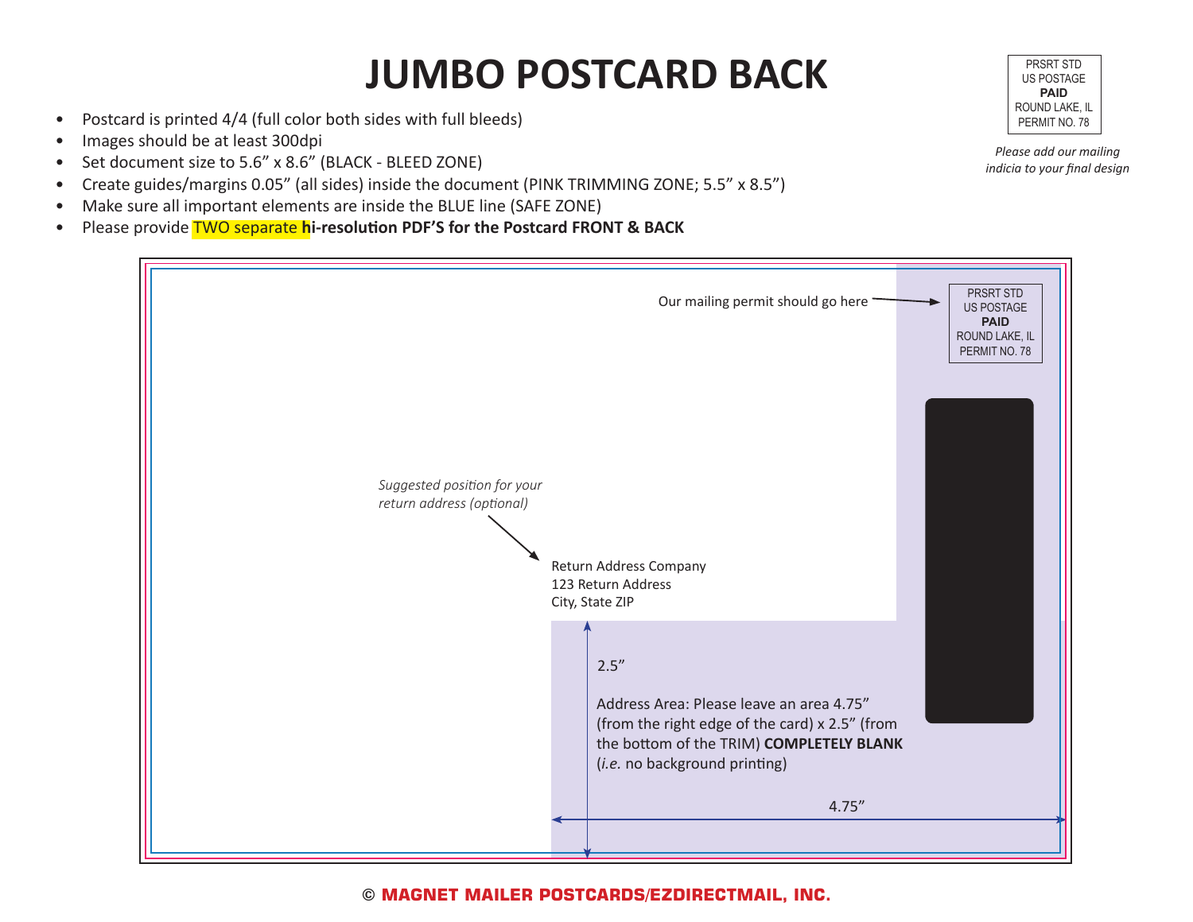# JUMBO POSTCARD BACK

PRSRT STD
US POSTAGE
**PAID**
ROUND LAKE, IL
PERMIT NO. 78

*Please add our mailing indicia to your final design*

- Postcard is printed 4/4 (full color both sides with full bleeds)
- Images should be at least 300dpi
- Set document size to 5.6” x 8.6” (BLACK - BLEED ZONE)
- Create guides/margins 0.05” (all sides) inside the document (PINK TRIMMING ZONE; 5.5” x 8.5”)
- Make sure all important elements are inside the BLUE line (SAFE ZONE)
- Please provide TWO separate **hi-resolution PDF’S for the Postcard FRONT & BACK**

Our mailing permit should go here

PRSRT STD
US POSTAGE
**PAID**
ROUND LAKE, IL
PERMIT NO. 78

*Suggested position for your return address (optional)*

Return Address Company
123 Return Address
City, State ZIP

2.5”

Address Area: Please leave an area 4.75” (from the right edge of the card) x 2.5” (from the bottom of the TRIM) **COMPLETELY BLANK** (*i.e.* no background printing)

4.75”

© **MAGNET MAILER POSTCARDS/EZDIRECTMAIL, INC.**